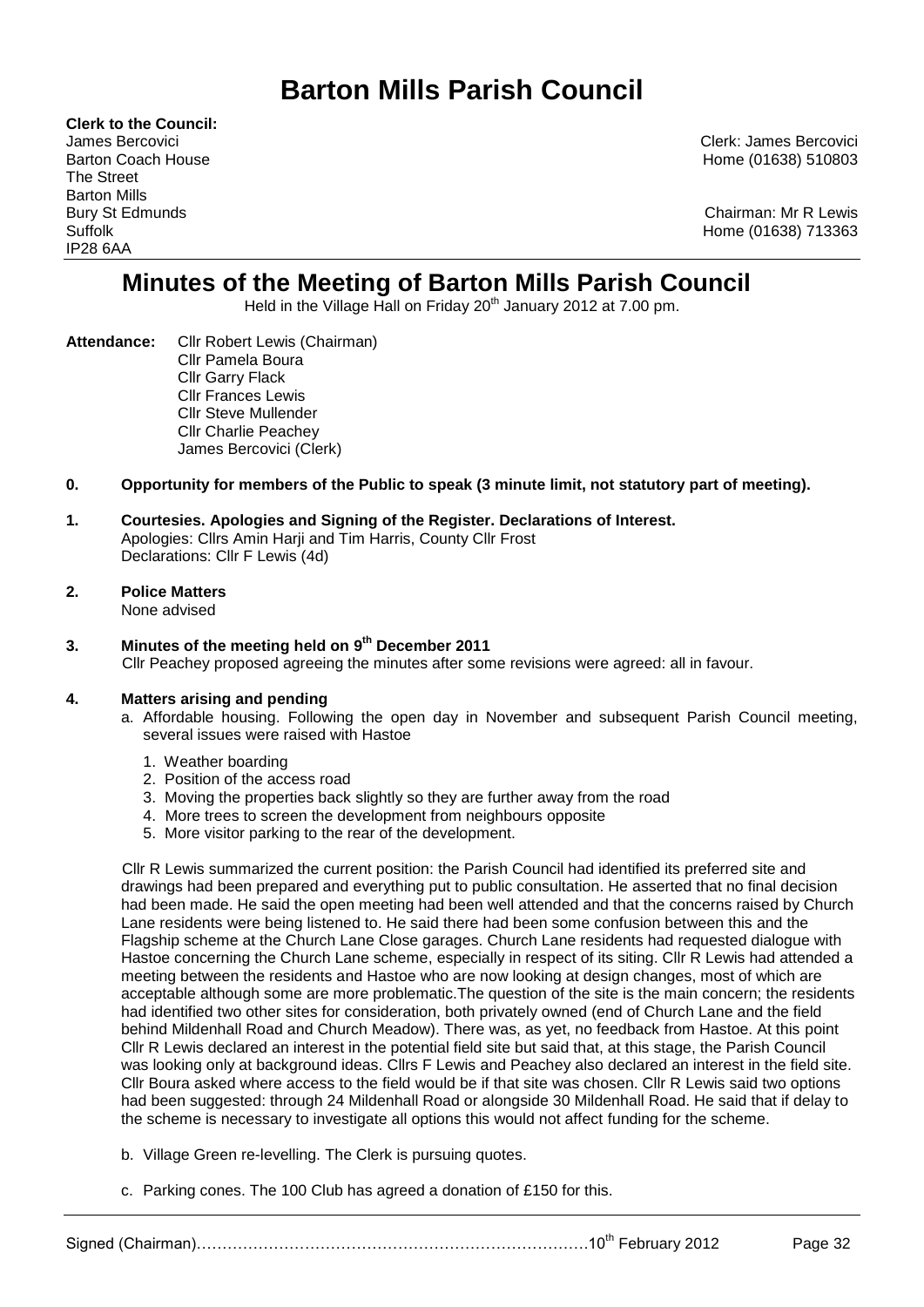# Barton Mills Parish Council

**Clerk to the Council:**
James Bercovici
Barton Coach House
The Street
Barton Mills
Bury St Edmunds
Suffolk
IP28 6AA

Clerk: James Bercovici
Home (01638) 510803

Chairman: Mr R Lewis
Home (01638) 713363

## Minutes of the Meeting of Barton Mills Parish Council

Held in the Village Hall on Friday 20th January 2012 at 7.00 pm.

**Attendance:** Cllr Robert Lewis (Chairman)
Cllr Pamela Boura
Cllr Garry Flack
Cllr Frances Lewis
Cllr Steve Mullender
Cllr Charlie Peachey
James Bercovici (Clerk)

**0. Opportunity for members of the Public to speak (3 minute limit, not statutory part of meeting).**

**1. Courtesies. Apologies and Signing of the Register. Declarations of Interest.**
Apologies: Cllrs Amin Harji and Tim Harris, County Cllr Frost
Declarations: Cllr F Lewis (4d)

**2. Police Matters**
None advised

**3. Minutes of the meeting held on 9th December 2011**
Cllr Peachey proposed agreeing the minutes after some revisions were agreed: all in favour.

**4. Matters arising and pending**

a. Affordable housing. Following the open day in November and subsequent Parish Council meeting, several issues were raised with Hastoe

1. Weather boarding
2. Position of the access road
3. Moving the properties back slightly so they are further away from the road
4. More trees to screen the development from neighbours opposite
5. More visitor parking to the rear of the development.

Cllr R Lewis summarized the current position: the Parish Council had identified its preferred site and drawings had been prepared and everything put to public consultation. He asserted that no final decision had been made. He said the open meeting had been well attended and that the concerns raised by Church Lane residents were being listened to. He said there had been some confusion between this and the Flagship scheme at the Church Lane Close garages. Church Lane residents had requested dialogue with Hastoe concerning the Church Lane scheme, especially in respect of its siting. Cllr R Lewis had attended a meeting between the residents and Hastoe who are now looking at design changes, most of which are acceptable although some are more problematic.The question of the site is the main concern; the residents had identified two other sites for consideration, both privately owned (end of Church Lane and the field behind Mildenhall Road and Church Meadow). There was, as yet, no feedback from Hastoe. At this point Cllr R Lewis declared an interest in the potential field site but said that, at this stage, the Parish Council was looking only at background ideas. Cllrs F Lewis and Peachey also declared an interest in the field site. Cllr Boura asked where access to the field would be if that site was chosen. Cllr R Lewis said two options had been suggested: through 24 Mildenhall Road or alongside 30 Mildenhall Road. He said that if delay to the scheme is necessary to investigate all options this would not affect funding for the scheme.

b. Village Green re-levelling. The Clerk is pursuing quotes.

c. Parking cones. The 100 Club has agreed a donation of £150 for this.

Signed (Chairman)……………………………………………………………………10th February 2012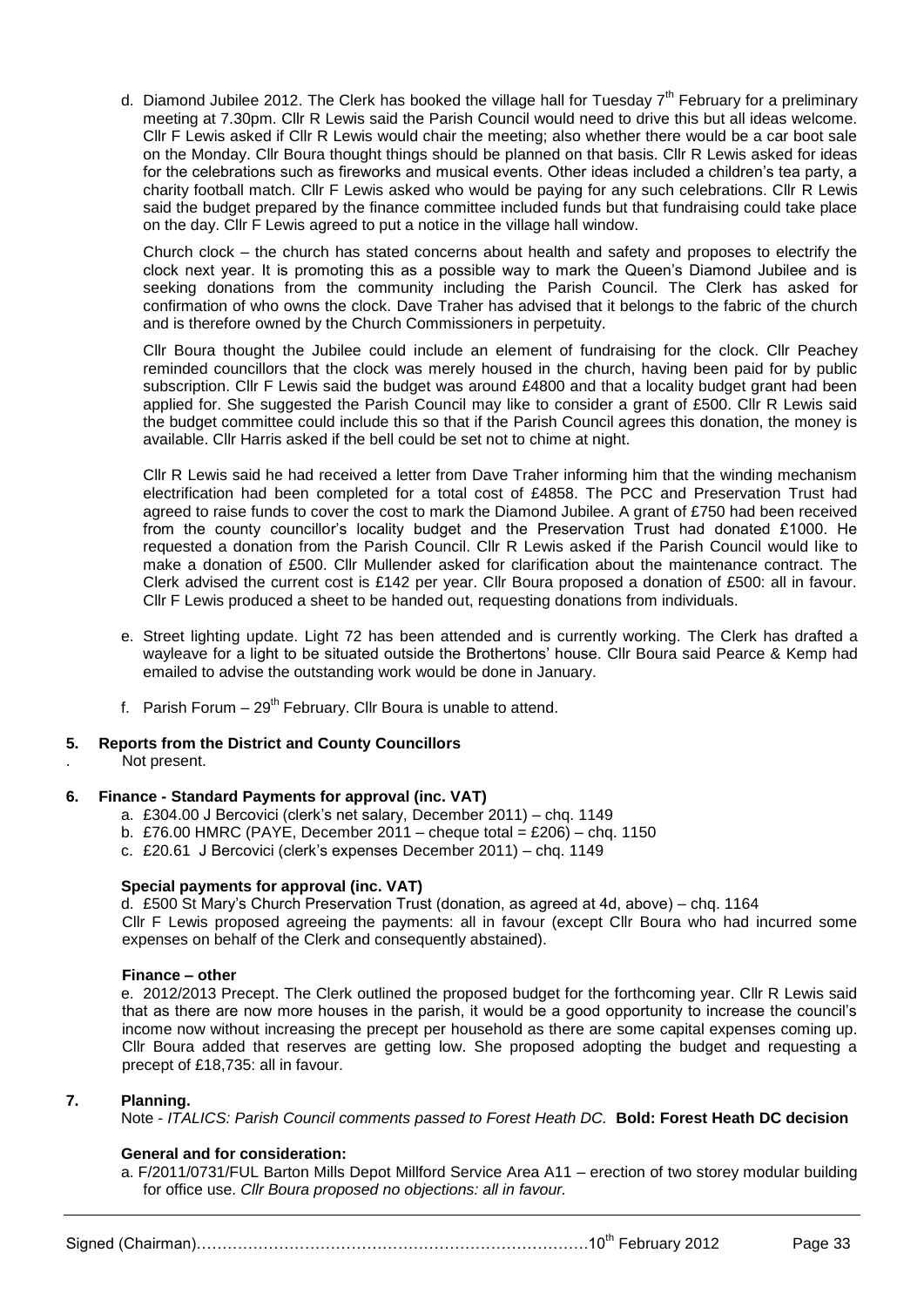d. Diamond Jubilee 2012. The Clerk has booked the village hall for Tuesday 7th February for a preliminary meeting at 7.30pm. Cllr R Lewis said the Parish Council would need to drive this but all ideas welcome. Cllr F Lewis asked if Cllr R Lewis would chair the meeting; also whether there would be a car boot sale on the Monday. Cllr Boura thought things should be planned on that basis. Cllr R Lewis asked for ideas for the celebrations such as fireworks and musical events. Other ideas included a children's tea party, a charity football match. Cllr F Lewis asked who would be paying for any such celebrations. Cllr R Lewis said the budget prepared by the finance committee included funds but that fundraising could take place on the day. Cllr F Lewis agreed to put a notice in the village hall window.

Church clock – the church has stated concerns about health and safety and proposes to electrify the clock next year. It is promoting this as a possible way to mark the Queen's Diamond Jubilee and is seeking donations from the community including the Parish Council. The Clerk has asked for confirmation of who owns the clock. Dave Traher has advised that it belongs to the fabric of the church and is therefore owned by the Church Commissioners in perpetuity.

Cllr Boura thought the Jubilee could include an element of fundraising for the clock. Cllr Peachey reminded councillors that the clock was merely housed in the church, having been paid for by public subscription. Cllr F Lewis said the budget was around £4800 and that a locality budget grant had been applied for. She suggested the Parish Council may like to consider a grant of £500. Cllr R Lewis said the budget committee could include this so that if the Parish Council agrees this donation, the money is available. Cllr Harris asked if the bell could be set not to chime at night.

Cllr R Lewis said he had received a letter from Dave Traher informing him that the winding mechanism electrification had been completed for a total cost of £4858. The PCC and Preservation Trust had agreed to raise funds to cover the cost to mark the Diamond Jubilee. A grant of £750 had been received from the county councillor's locality budget and the Preservation Trust had donated £1000. He requested a donation from the Parish Council. Cllr R Lewis asked if the Parish Council would like to make a donation of £500. Cllr Mullender asked for clarification about the maintenance contract. The Clerk advised the current cost is £142 per year. Cllr Boura proposed a donation of £500: all in favour. Cllr F Lewis produced a sheet to be handed out, requesting donations from individuals.

e. Street lighting update. Light 72 has been attended and is currently working. The Clerk has drafted a wayleave for a light to be situated outside the Brothertons' house. Cllr Boura said Pearce & Kemp had emailed to advise the outstanding work would be done in January.

f. Parish Forum – 29th February. Cllr Boura is unable to attend.

## 5. Reports from the District and County Councillors

Not present.

## 6. Finance - Standard Payments for approval (inc. VAT)

a. £304.00 J Bercovici (clerk's net salary, December 2011) – chq. 1149
b. £76.00 HMRC (PAYE, December 2011 – cheque total = £206) – chq. 1150
c. £20.61 J Bercovici (clerk's expenses December 2011) – chq. 1149

**Special payments for approval (inc. VAT)**

d. £500 St Mary's Church Preservation Trust (donation, as agreed at 4d, above) – chq. 1164
Cllr F Lewis proposed agreeing the payments: all in favour (except Cllr Boura who had incurred some expenses on behalf of the Clerk and consequently abstained).

**Finance – other**

e. 2012/2013 Precept. The Clerk outlined the proposed budget for the forthcoming year. Cllr R Lewis said that as there are now more houses in the parish, it would be a good opportunity to increase the council's income now without increasing the precept per household as there are some capital expenses coming up. Cllr Boura added that reserves are getting low. She proposed adopting the budget and requesting a precept of £18,735: all in favour.

## 7. Planning.

Note - *ITALICS: Parish Council comments passed to Forest Heath DC.* **Bold: Forest Heath DC decision**

**General and for consideration:**

a. F/2011/0731/FUL Barton Mills Depot Millford Service Area A11 – erection of two storey modular building for office use. *Cllr Boura proposed no objections: all in favour.*

Signed (Chairman)……………………………………………………………………10th February 2012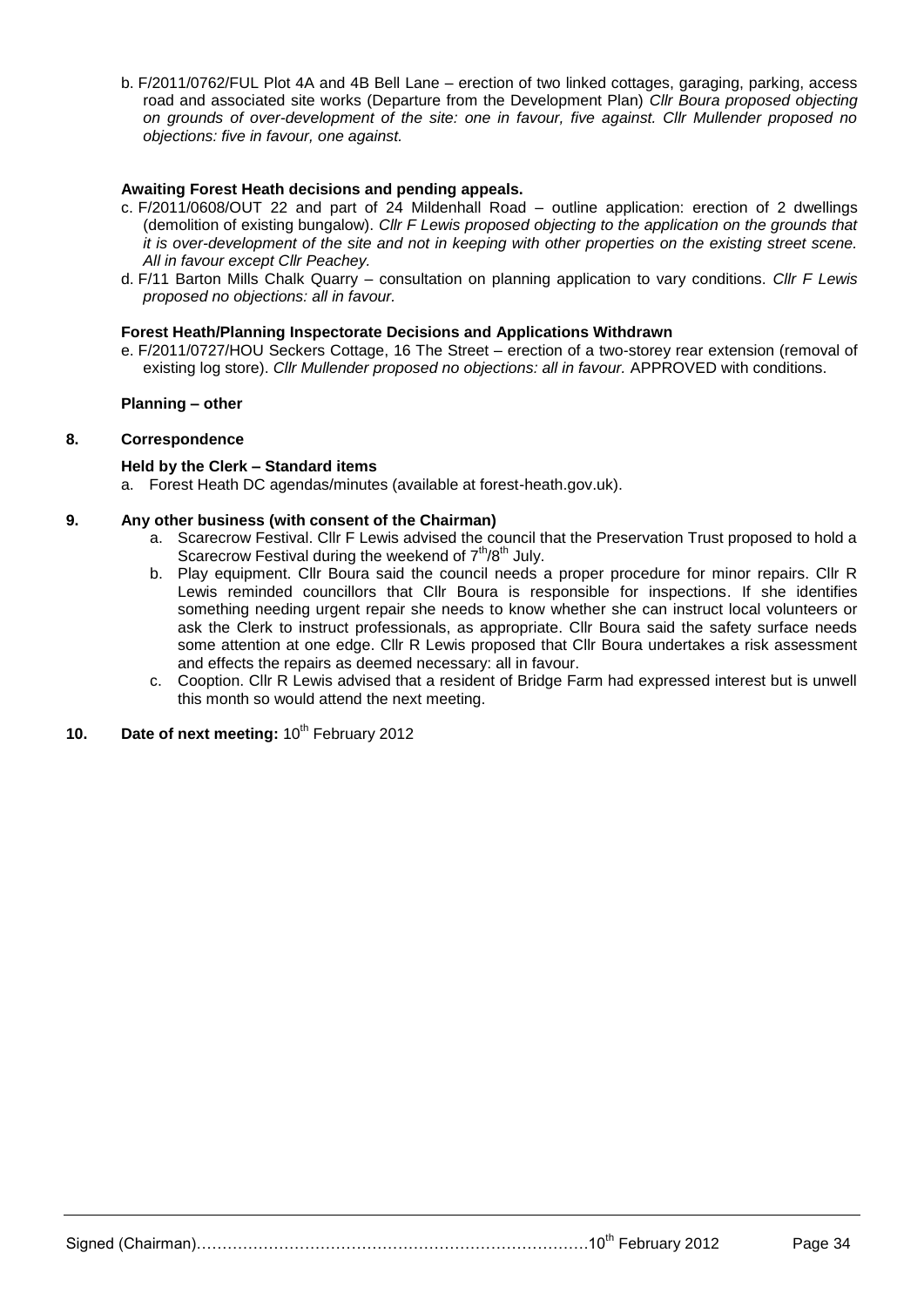b. F/2011/0762/FUL Plot 4A and 4B Bell Lane – erection of two linked cottages, garaging, parking, access road and associated site works (Departure from the Development Plan) *Cllr Boura proposed objecting on grounds of over-development of the site: one in favour, five against. Cllr Mullender proposed no objections: five in favour, one against.*

**Awaiting Forest Heath decisions and pending appeals.**

c. F/2011/0608/OUT 22 and part of 24 Mildenhall Road – outline application: erection of 2 dwellings (demolition of existing bungalow). *Cllr F Lewis proposed objecting to the application on the grounds that it is over-development of the site and not in keeping with other properties on the existing street scene. All in favour except Cllr Peachey.*

d. F/11 Barton Mills Chalk Quarry – consultation on planning application to vary conditions. *Cllr F Lewis proposed no objections: all in favour.*

**Forest Heath/Planning Inspectorate Decisions and Applications Withdrawn**

e. F/2011/0727/HOU Seckers Cottage, 16 The Street – erection of a two-storey rear extension (removal of existing log store). *Cllr Mullender proposed no objections: all in favour.* APPROVED with conditions.

**Planning – other**

## 8. Correspondence

**Held by the Clerk – Standard items**

a. Forest Heath DC agendas/minutes (available at forest-heath.gov.uk).

## 9. Any other business (with consent of the Chairman)

a. Scarecrow Festival. Cllr F Lewis advised the council that the Preservation Trust proposed to hold a Scarecrow Festival during the weekend of 7th/8th July.

b. Play equipment. Cllr Boura said the council needs a proper procedure for minor repairs. Cllr R Lewis reminded councillors that Cllr Boura is responsible for inspections. If she identifies something needing urgent repair she needs to know whether she can instruct local volunteers or ask the Clerk to instruct professionals, as appropriate. Cllr Boura said the safety surface needs some attention at one edge. Cllr R Lewis proposed that Cllr Boura undertakes a risk assessment and effects the repairs as deemed necessary: all in favour.

c. Cooption. Cllr R Lewis advised that a resident of Bridge Farm had expressed interest but is unwell this month so would attend the next meeting.

## 10. Date of next meeting: 10th February 2012

Signed (Chairman)………………………………………………………………….10th February 2012